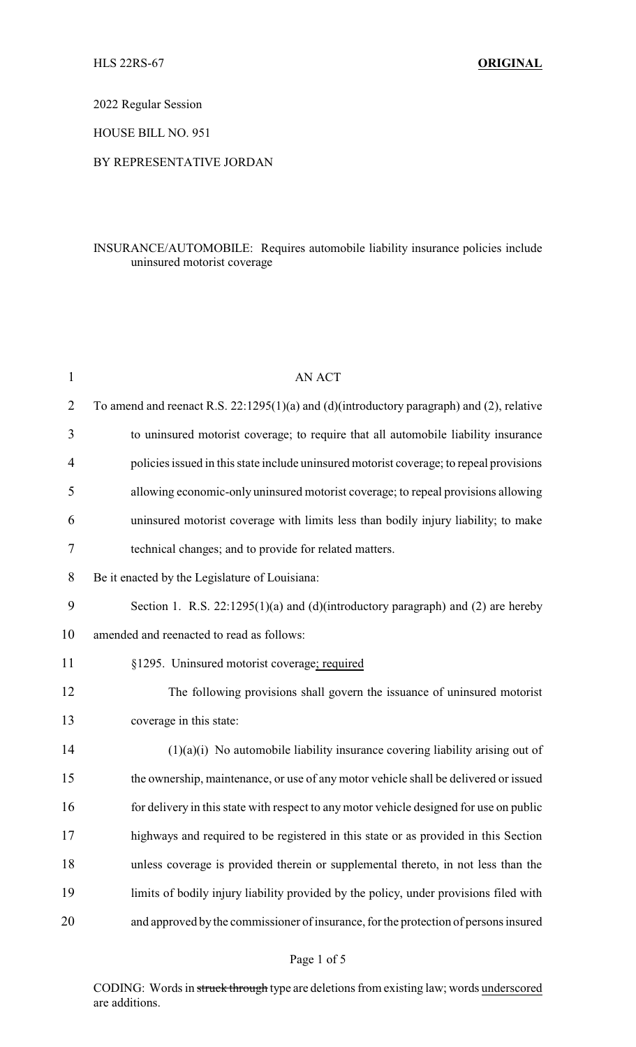HLS 22RS-67 **ORIGINAL**

2022 Regular Session

HOUSE BILL NO. 951

BY REPRESENTATIVE JORDAN

INSURANCE/AUTOMOBILE: Requires automobile liability insurance policies include uninsured motorist coverage

AN ACT

To amend and reenact R.S. 22:1295(1)(a) and (d)(introductory paragraph) and (2), relative to uninsured motorist coverage; to require that all automobile liability insurance policies issued in this state include uninsured motorist coverage; to repeal provisions allowing economic-only uninsured motorist coverage; to repeal provisions allowing uninsured motorist coverage with limits less than bodily injury liability; to make technical changes; and to provide for related matters.

Be it enacted by the Legislature of Louisiana:

Section 1. R.S. 22:1295(1)(a) and (d)(introductory paragraph) and (2) are hereby amended and reenacted to read as follows:

§1295. Uninsured motorist coverage<u>; required</u>

The following provisions shall govern the issuance of uninsured motorist coverage in this state:

(1)(a)(i) No automobile liability insurance covering liability arising out of the ownership, maintenance, or use of any motor vehicle shall be delivered or issued for delivery in this state with respect to any motor vehicle designed for use on public highways and required to be registered in this state or as provided in this Section unless coverage is provided therein or supplemental thereto, in not less than the limits of bodily injury liability provided by the policy, under provisions filed with and approved by the commissioner of insurance, for the protection of persons insured

CODING: Words in ~~struck through~~ type are deletions from existing law; words <u>underscored</u> are additions.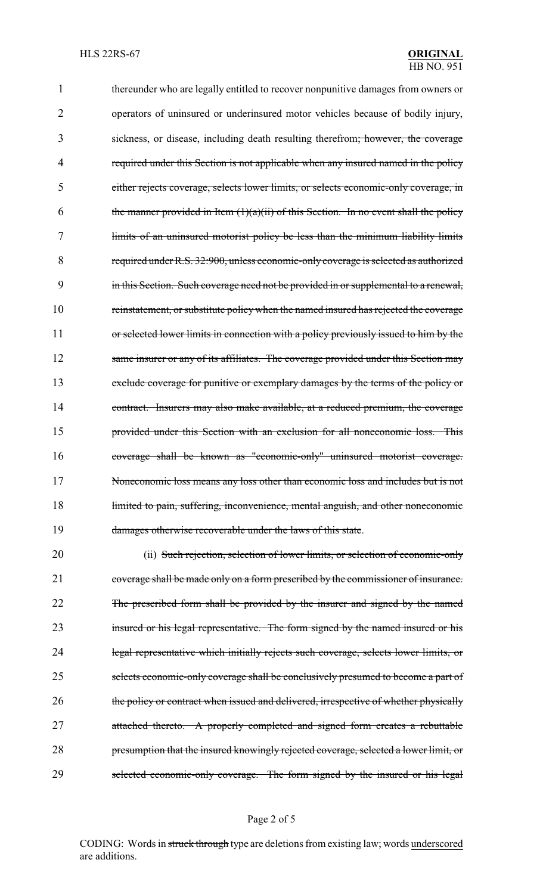thereunder who are legally entitled to recover nonpunitive damages from owners or operators of uninsured or underinsured motor vehicles because of bodily injury, sickness, or disease, including death resulting therefrom~~; however, the coverage required under this Section is not applicable when any insured named in the policy either rejects coverage, selects lower limits, or selects economic-only coverage, in the manner provided in Item (1)(a)(ii) of this Section. In no event shall the policy limits of an uninsured motorist policy be less than the minimum liability limits required under R.S. 32:900, unless economic-only coverage is selected as authorized in this Section. Such coverage need not be provided in or supplemental to a renewal, reinstatement, or substitute policy when the named insured has rejected the coverage or selected lower limits in connection with a policy previously issued to him by the same insurer or any of its affiliates. The coverage provided under this Section may exclude coverage for punitive or exemplary damages by the terms of the policy or contract. Insurers may also make available, at a reduced premium, the coverage provided under this Section with an exclusion for all noneconomic loss. This coverage shall be known as "economic-only" uninsured motorist coverage. Noneconomic loss means any loss other than economic loss and includes but is not limited to pain, suffering, inconvenience, mental anguish, and other noneconomic damages otherwise recoverable under the laws of this state~~.

(ii) ~~Such rejection, selection of lower limits, or selection of economic-only coverage shall be made only on a form prescribed by the commissioner of insurance. The prescribed form shall be provided by the insurer and signed by the named insured or his legal representative. The form signed by the named insured or his legal representative which initially rejects such coverage, selects lower limits, or selects economic-only coverage shall be conclusively presumed to become a part of the policy or contract when issued and delivered, irrespective of whether physically attached thereto. A properly completed and signed form creates a rebuttable presumption that the insured knowingly rejected coverage, selected a lower limit, or selected economic-only coverage. The form signed by the insured or his legal~~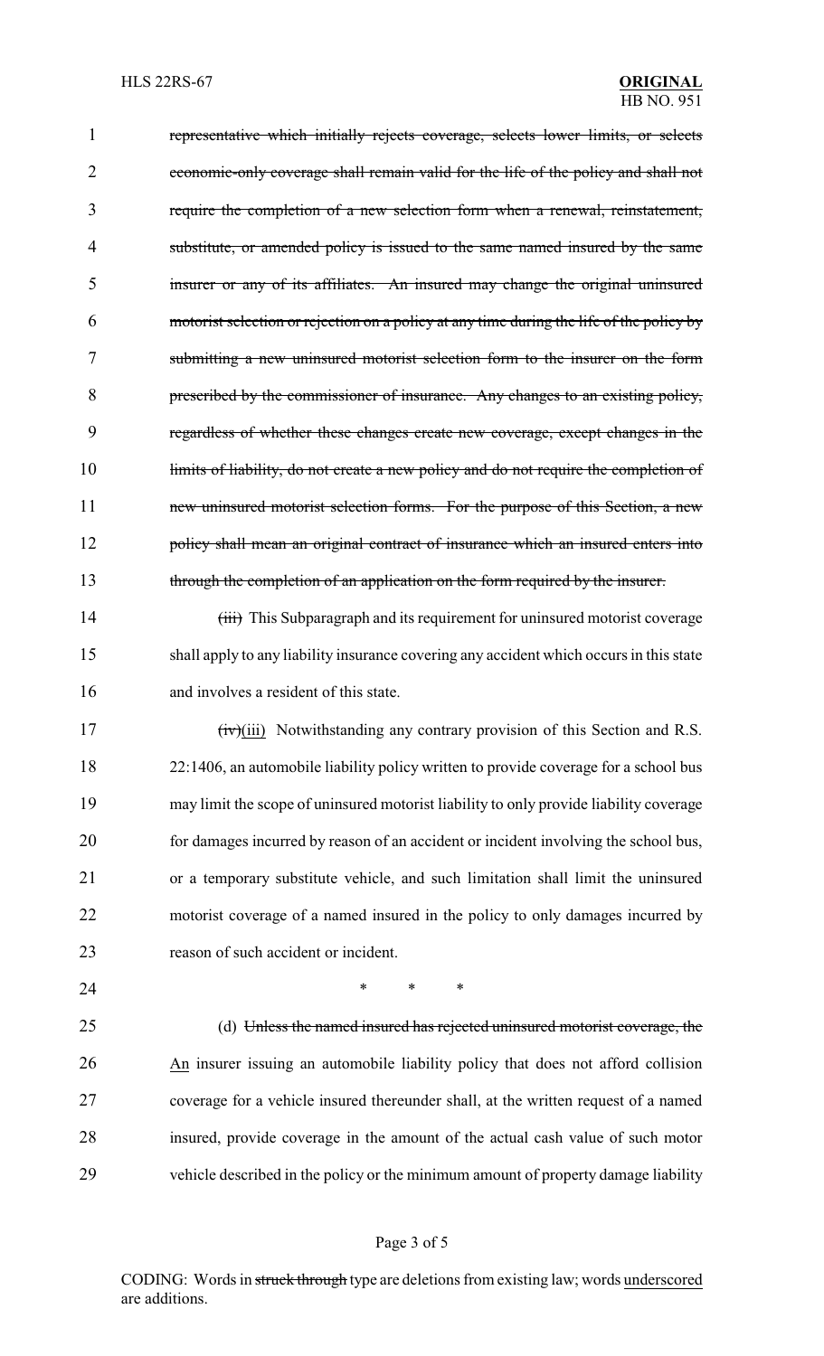representative which initially rejects coverage, selects lower limits, or selects economic-only coverage shall remain valid for the life of the policy and shall not require the completion of a new selection form when a renewal, reinstatement, substitute, or amended policy is issued to the same named insured by the same insurer or any of its affiliates. An insured may change the original uninsured motorist selection or rejection on a policy at any time during the life of the policy by submitting a new uninsured motorist selection form to the insurer on the form prescribed by the commissioner of insurance. Any changes to an existing policy, regardless of whether these changes create new coverage, except changes in the limits of liability, do not create a new policy and do not require the completion of new uninsured motorist selection forms. For the purpose of this Section, a new policy shall mean an original contract of insurance which an insured enters into through the completion of an application on the form required by the insurer.

~~(iii)~~ This Subparagraph and its requirement for uninsured motorist coverage shall apply to any liability insurance covering any accident which occurs in this state and involves a resident of this state.

~~(iv)~~(iii) Notwithstanding any contrary provision of this Section and R.S. 22:1406, an automobile liability policy written to provide coverage for a school bus may limit the scope of uninsured motorist liability to only provide liability coverage for damages incurred by reason of an accident or incident involving the school bus, or a temporary substitute vehicle, and such limitation shall limit the uninsured motorist coverage of a named insured in the policy to only damages incurred by reason of such accident or incident.

\* \* \*

(d) ~~Unless the named insured has rejected uninsured motorist coverage, the~~ An insurer issuing an automobile liability policy that does not afford collision coverage for a vehicle insured thereunder shall, at the written request of a named insured, provide coverage in the amount of the actual cash value of such motor vehicle described in the policy or the minimum amount of property damage liability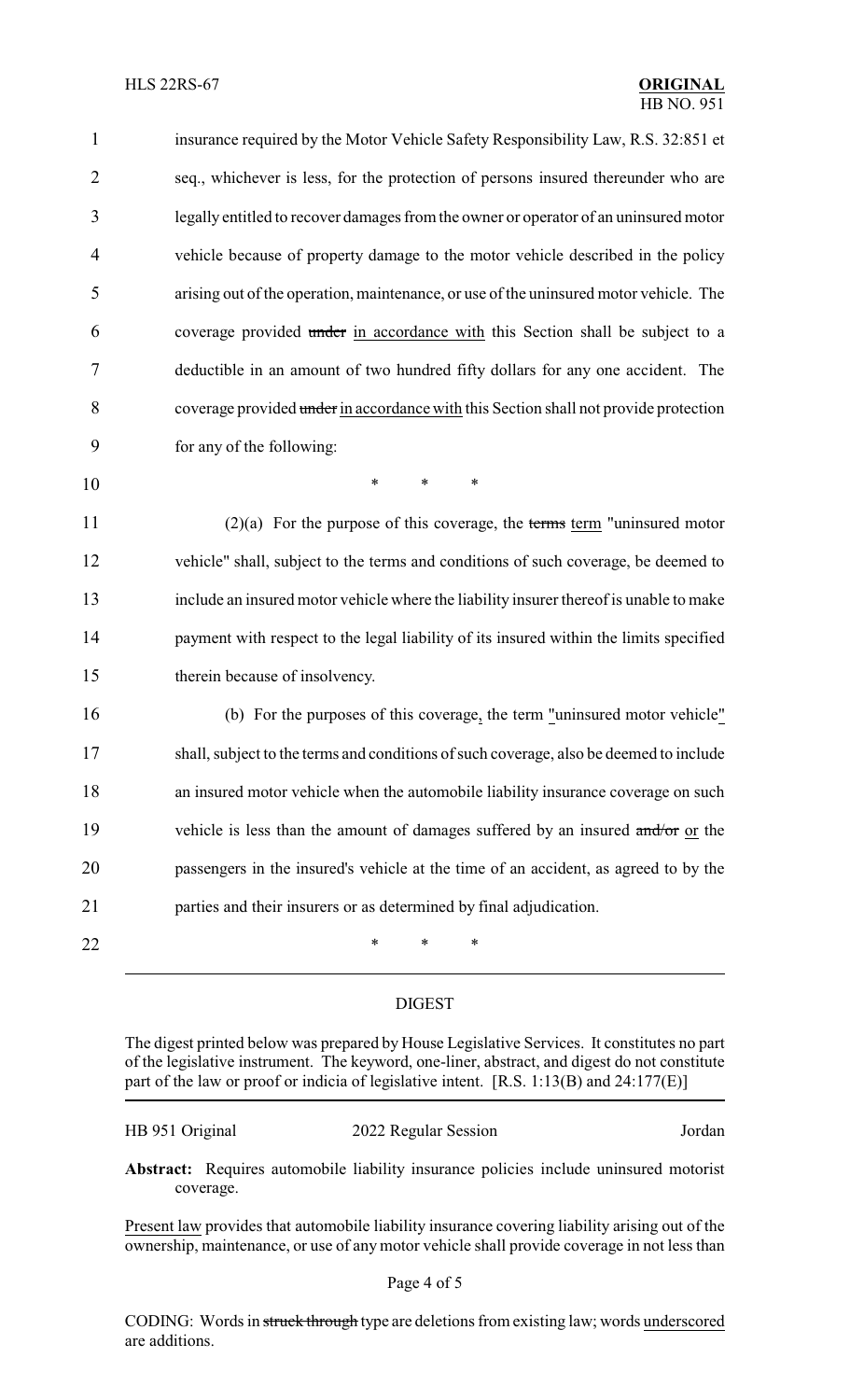insurance required by the Motor Vehicle Safety Responsibility Law, R.S. 32:851 et seq., whichever is less, for the protection of persons insured thereunder who are legally entitled to recover damages from the owner or operator of an uninsured motor vehicle because of property damage to the motor vehicle described in the policy arising out of the operation, maintenance, or use of the uninsured motor vehicle. The coverage provided ~~under~~ in accordance with this Section shall be subject to a deductible in an amount of two hundred fifty dollars for any one accident. The coverage provided ~~under~~ in accordance with this Section shall not provide protection for any of the following:

\* \* \*

(2)(a) For the purpose of this coverage, the ~~terms~~ term "uninsured motor vehicle" shall, subject to the terms and conditions of such coverage, be deemed to include an insured motor vehicle where the liability insurer thereof is unable to make payment with respect to the legal liability of its insured within the limits specified therein because of insolvency.

(b) For the purposes of this coverage, the term "uninsured motor vehicle" shall, subject to the terms and conditions of such coverage, also be deemed to include an insured motor vehicle when the automobile liability insurance coverage on such vehicle is less than the amount of damages suffered by an insured ~~and/or~~ or the passengers in the insured's vehicle at the time of an accident, as agreed to by the parties and their insurers or as determined by final adjudication.

\* \* \*

## DIGEST

The digest printed below was prepared by House Legislative Services. It constitutes no part of the legislative instrument. The keyword, one-liner, abstract, and digest do not constitute part of the law or proof or indicia of legislative intent. [R.S. 1:13(B) and 24:177(E)]

HB 951 Original — 2022 Regular Session — Jordan

**Abstract:** Requires automobile liability insurance policies include uninsured motorist coverage.

Present law provides that automobile liability insurance covering liability arising out of the ownership, maintenance, or use of any motor vehicle shall provide coverage in not less than

CODING: Words in ~~struck through~~ type are deletions from existing law; words underscored are additions.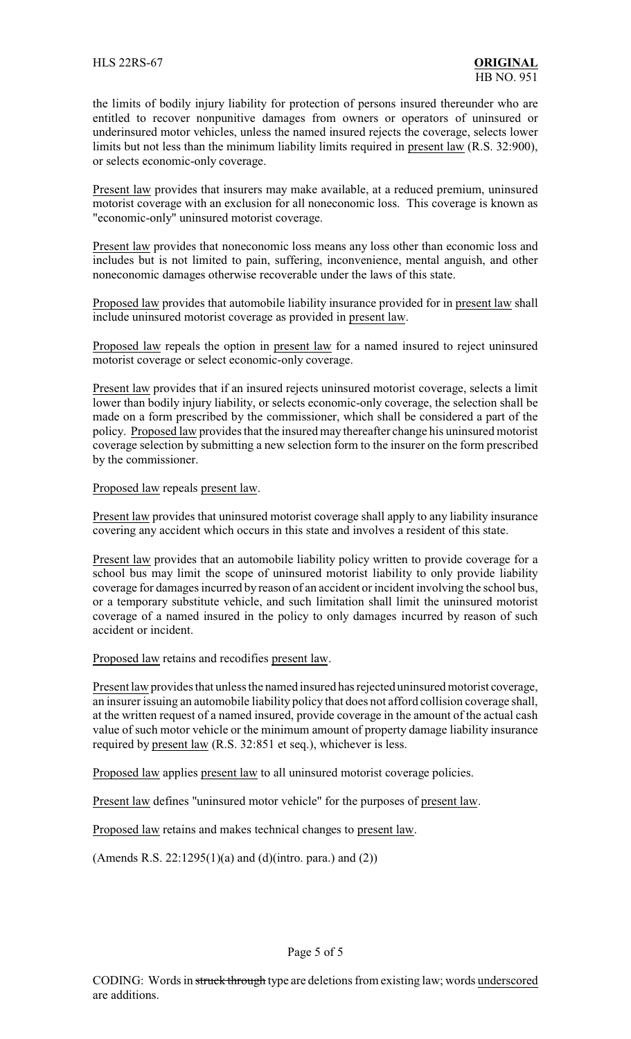the limits of bodily injury liability for protection of persons insured thereunder who are entitled to recover nonpunitive damages from owners or operators of uninsured or underinsured motor vehicles, unless the named insured rejects the coverage, selects lower limits but not less than the minimum liability limits required in present law (R.S. 32:900), or selects economic-only coverage.

Present law provides that insurers may make available, at a reduced premium, uninsured motorist coverage with an exclusion for all noneconomic loss. This coverage is known as "economic-only" uninsured motorist coverage.

Present law provides that noneconomic loss means any loss other than economic loss and includes but is not limited to pain, suffering, inconvenience, mental anguish, and other noneconomic damages otherwise recoverable under the laws of this state.

Proposed law provides that automobile liability insurance provided for in present law shall include uninsured motorist coverage as provided in present law.

Proposed law repeals the option in present law for a named insured to reject uninsured motorist coverage or select economic-only coverage.

Present law provides that if an insured rejects uninsured motorist coverage, selects a limit lower than bodily injury liability, or selects economic-only coverage, the selection shall be made on a form prescribed by the commissioner, which shall be considered a part of the policy. Proposed law provides that the insured may thereafter change his uninsured motorist coverage selection by submitting a new selection form to the insurer on the form prescribed by the commissioner.

Proposed law repeals present law.

Present law provides that uninsured motorist coverage shall apply to any liability insurance covering any accident which occurs in this state and involves a resident of this state.

Present law provides that an automobile liability policy written to provide coverage for a school bus may limit the scope of uninsured motorist liability to only provide liability coverage for damages incurred by reason of an accident or incident involving the school bus, or a temporary substitute vehicle, and such limitation shall limit the uninsured motorist coverage of a named insured in the policy to only damages incurred by reason of such accident or incident.

Proposed law retains and recodifies present law.

Present law provides that unless the named insured has rejected uninsured motorist coverage, an insurer issuing an automobile liability policy that does not afford collision coverage shall, at the written request of a named insured, provide coverage in the amount of the actual cash value of such motor vehicle or the minimum amount of property damage liability insurance required by present law (R.S. 32:851 et seq.), whichever is less.

Proposed law applies present law to all uninsured motorist coverage policies.

Present law defines "uninsured motor vehicle" for the purposes of present law.

Proposed law retains and makes technical changes to present law.

(Amends R.S. 22:1295(1)(a) and (d)(intro. para.) and (2))